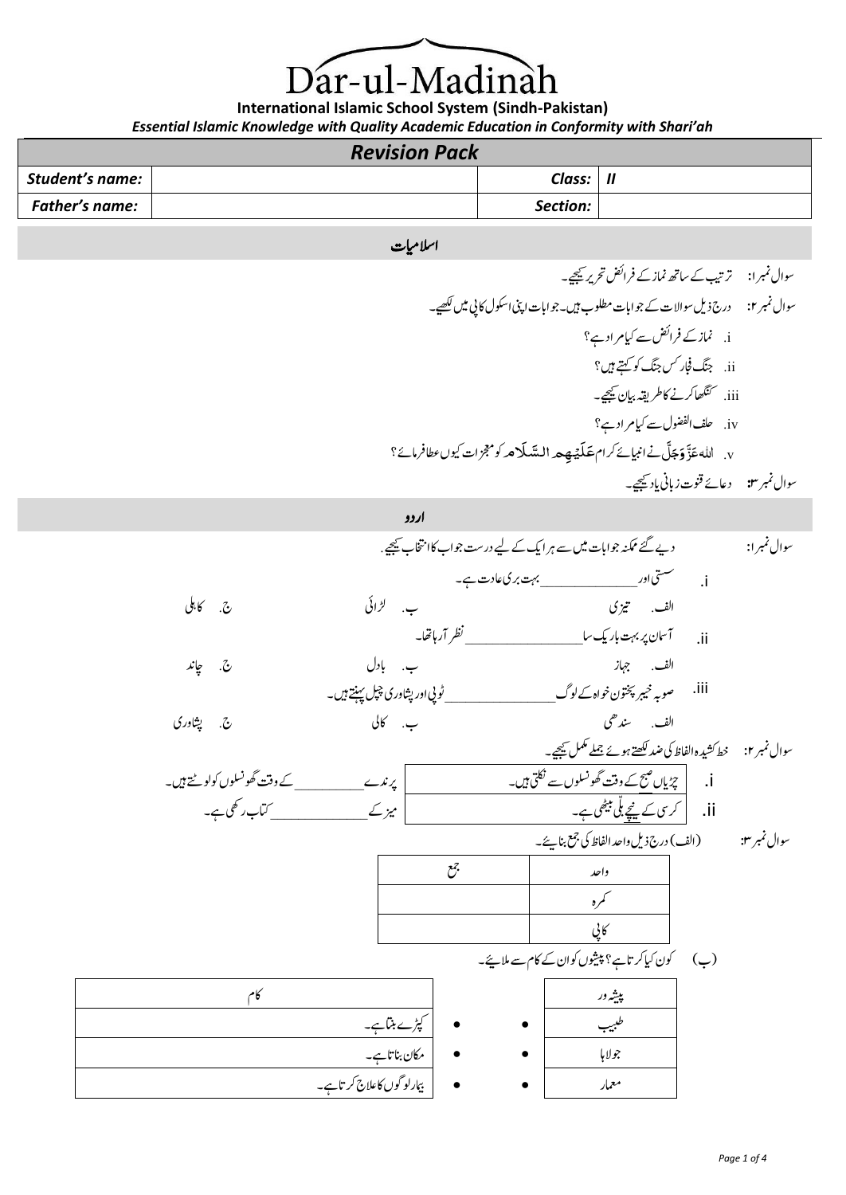# Dār-ul-Madinah

**International Islamic School System (Sindh-Pakistan)**

*Essential Islamic Knowledge with Quality Academic Education in Conformity with Shari'ah*

## Revision Pack

| Student's name: | | Class: | II |
|---|---|---|---|
| Father's name: | | Section: | |

## اسلامیات

سوال نمبر ۱: ترتیب کے ساتھ نماز کے فرائض تحریر کیجیے۔

سوال نمبر ۲: درج ذیل سوالات کے جوابات مطلوب ہیں۔ جوابات اپنی اسکول کاپی میں لکھیے۔

i. نماز کے فرائض سے کیا مراد ہے؟

ii. جنگِ فِجار کس جنگ کو کہتے ہیں؟

iii. کنگھا کرنے کا طریقہ بیان کیجیے۔

iv. حلف الفضول سے کیا مراد ہے؟

v. اللہ عَزَّوَجَلَّ نے انبیائے کرام عَلَیْہِمُ السَّلَام کو معجزات کیوں عطا فرمائے؟

سوال نمبر ۳: دعائے قنوت زبانی یاد کیجیے۔

## اردو

سوال نمبر ۱: دیے گئے ممکنہ جوابات میں سے ہر ایک کے لیے درست جواب کا انتخاب کیجیے۔

i. سستی اور \_\_\_\_\_\_\_\_\_\_ بہت بری عادت ہے۔

الف۔ تیزی ب۔ لڑائی ج۔ کاہلی

ii. آسمان پر بہت باریک سا \_\_\_\_\_\_\_\_\_\_ نظر آ رہا تھا۔

الف۔ جہاز ب۔ بادل ج۔ چاند

iii. صوبہ خیبر پختون خواہ کے لوگ \_\_\_\_\_\_\_\_\_\_ ٹوپی اور پشاوری چپل پہنتے ہیں۔

الف۔ سندھی ب۔ کالی ج۔ پشاوری

سوال نمبر ۲: خط کشیدہ الفاظ کی ضد لکھتے ہوئے جملے مکمل کیجیے۔

| | |
|---|---|
| i. چڑیاں صبح کے وقت گھونسلوں سے نکلتی ہیں۔ | پرندے \_\_\_\_\_\_\_\_ کے وقت گھونسلوں کو لوٹتے ہیں۔ |
| ii. کرسی کے نیچے بلی بیٹھی ہے۔ | میز کے \_\_\_\_\_\_\_\_ کتاب رکھی ہے۔ |

سوال نمبر ۳: (الف) درج ذیل واحد الفاظ کی جمع بنائیے۔

| واحد | جمع |
|---|---|
| کمرہ | |
| کاپی | |

(ب) کون کیا کرتا ہے؟ پیشوں کو ان کے کام سے ملائیے۔

| پیشہ ور | | | کام |
|---|---|---|---|
| طبیب | • | • | کپڑے بنتا ہے۔ |
| جولاہا | • | • | مکان بناتا ہے۔ |
| معمار | • | • | بیمار لوگوں کا علاج کرتا ہے۔ |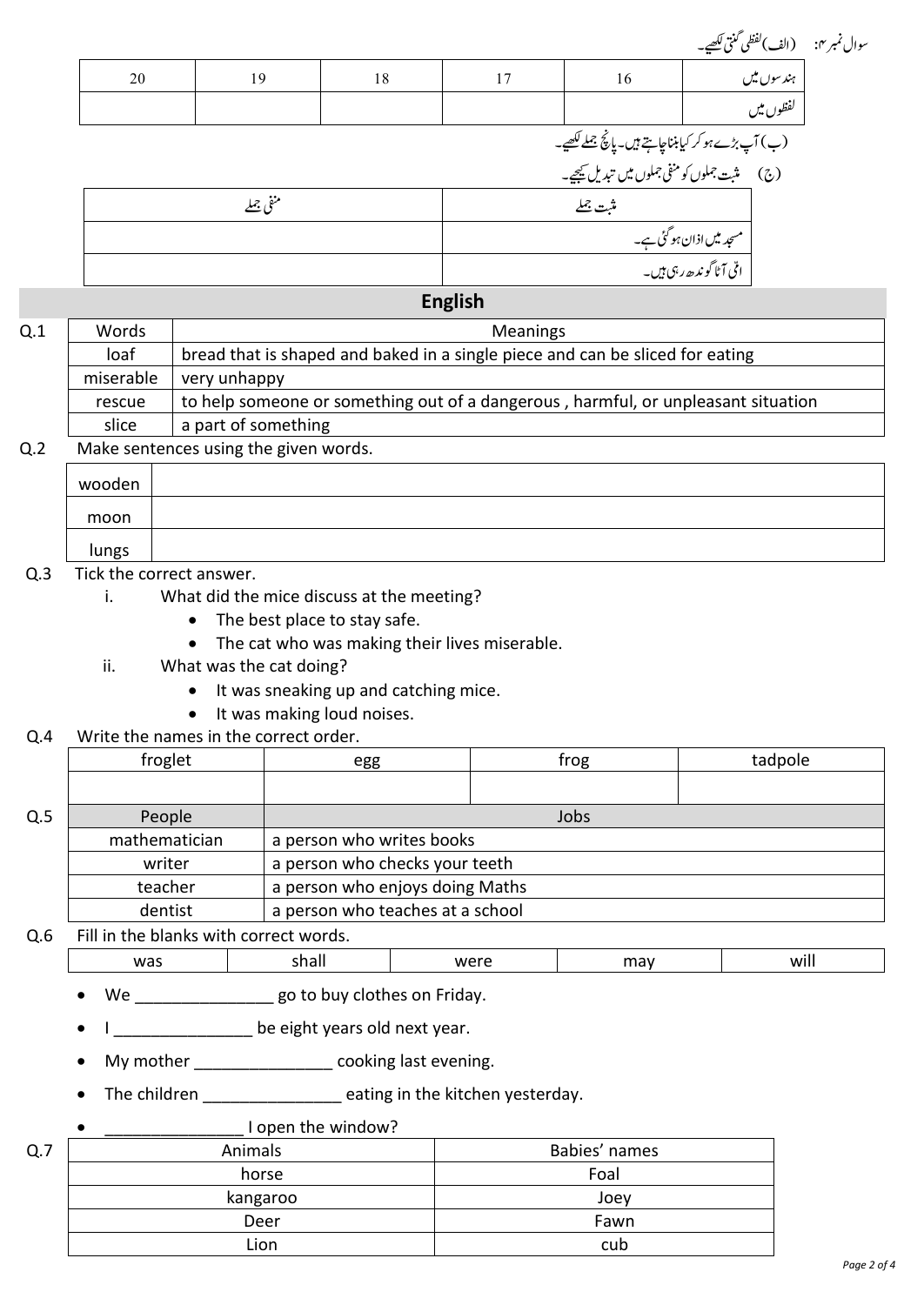سوال نمبر ۴: (الف) لفظی گنتی لکھیے۔

| ہندسوں میں | 16 | 17 | 18 | 19 | 20 |
|---|---|---|---|---|---|
| لفظوں میں | | | | | |

(ب) آپ بڑے ہو کر کیا بننا چاہتے ہیں۔ پانچ جملے لکھیے۔

(ج) مثبت جملوں کو منفی جملوں میں تبدیل کیجیے۔

| مثبت جملے | منفی جملے |
|---|---|
| مسجد میں اذان ہو گئی ہے۔ | |
| امّی آٹا گوندھ رہی ہیں۔ | |

## English

Q.1

| Words | Meanings |
|---|---|
| loaf | bread that is shaped and baked in a single piece and can be sliced for eating |
| miserable | very unhappy |
| rescue | to help someone or something out of a dangerous , harmful, or unpleasant situation |
| slice | a part of something |

Q.2 Make sentences using the given words.

| wooden | |
|---|---|
| moon | |
| lungs | |

Q.3 Tick the correct answer.

i. What did the mice discuss at the meeting?
- The best place to stay safe.
- The cat who was making their lives miserable.

ii. What was the cat doing?
- It was sneaking up and catching mice.
- It was making loud noises.

Q.4 Write the names in the correct order.

| froglet | egg | frog | tadpole |
|---|---|---|---|
| | | | |

Q.5

| People | Jobs |
|---|---|
| mathematician | a person who writes books |
| writer | a person who checks your teeth |
| teacher | a person who enjoys doing Maths |
| dentist | a person who teaches at a school |

Q.6 Fill in the blanks with correct words.

| was | shall | were | may | will |
|---|---|---|---|---|

- We _______________ go to buy clothes on Friday.
- I _______________ be eight years old next year.
- My mother _______________ cooking last evening.
- The children _______________ eating in the kitchen yesterday.
- _______________ I open the window?

Q.7

| Animals | Babies' names |
|---|---|
| horse | Foal |
| kangaroo | Joey |
| Deer | Fawn |
| Lion | cub |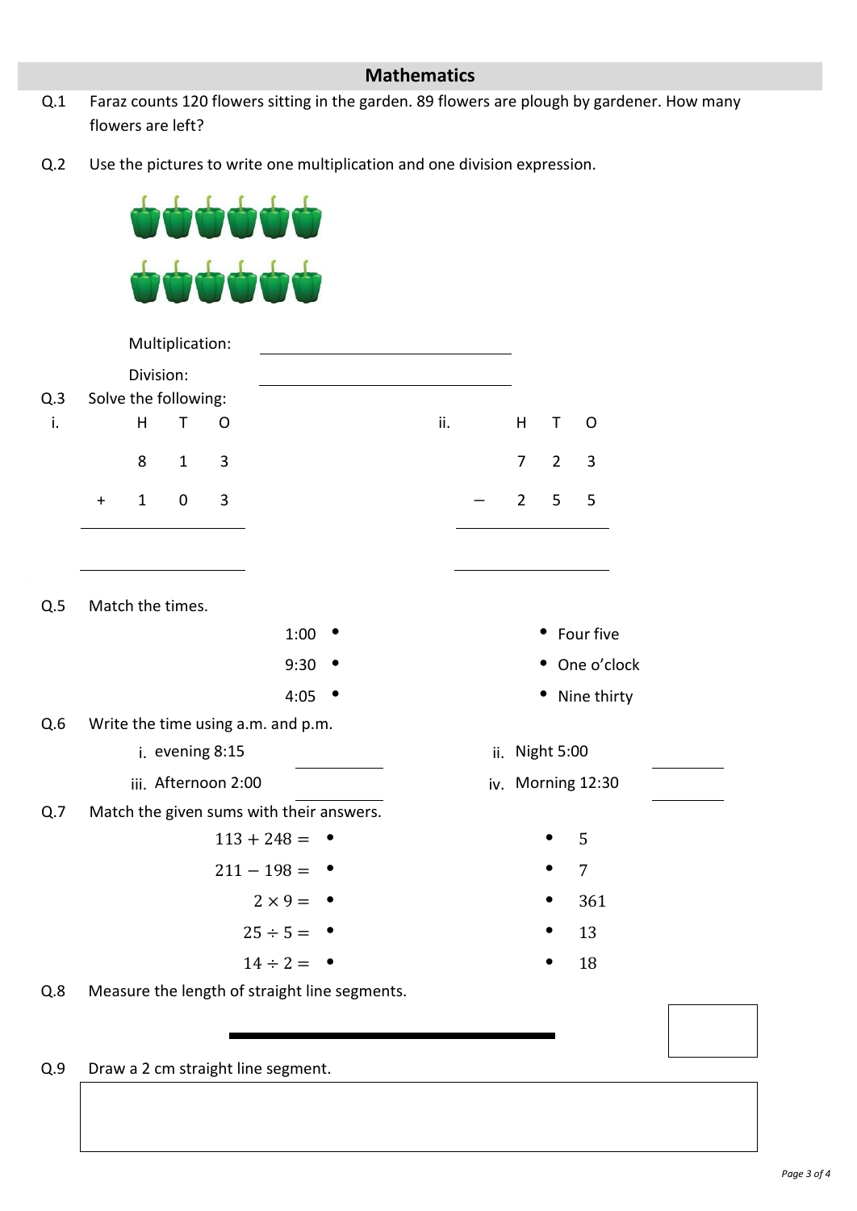## Mathematics

**Q.1** Faraz counts 120 flowers sitting in the garden. 89 flowers are plough by gardener. How many flowers are left?

**Q.2** Use the pictures to write one multiplication and one division expression.

Multiplication: ____________________

Division: ____________________

**Q.3** Solve the following:

i.

| | H | T | O |
|---|---|---|---|
| | 8 | 1 | 3 |
| + | 1 | 0 | 3 |
| | | | |

ii.

| | H | T | O |
|---|---|---|---|
| | 7 | 2 | 3 |
| − | 2 | 5 | 5 |
| | | | |

**Q.5** Match the times.

| | |
|---|---|
| 1:00 • | • Four five |
| 9:30 • | • One o'clock |
| 4:05 • | • Nine thirty |

**Q.6** Write the time using a.m. and p.m.

i. evening 8:15 ________

ii. Night 5:00 ________

iii. Afternoon 2:00 ________

iv. Morning 12:30 ________

**Q.7** Match the given sums with their answers.

| | |
|---|---|
| $113 + 248 =$ • | • 5 |
| $211 - 198 =$ • | • 7 |
| $2 \times 9 =$ • | • 361 |
| $25 \div 5 =$ • | • 13 |
| $14 \div 2 =$ • | • 18 |

**Q.8** Measure the length of straight line segments.

**Q.9** Draw a 2 cm straight line segment.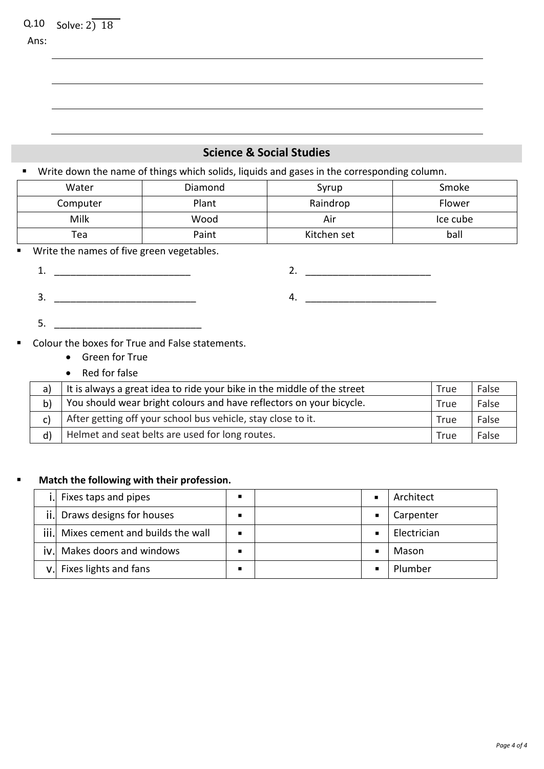Q.10 Solve: $2\overline{)\,18}$

Ans:

______________________________________________

______________________________________________

______________________________________________

______________________________________________

## Science & Social Studies

- Write down the name of things which solids, liquids and gases in the corresponding column.

| | | | |
|---|---|---|---|
| Water | Diamond | Syrup | Smoke |
| Computer | Plant | Raindrop | Flower |
| Milk | Wood | Air | Ice cube |
| Tea | Paint | Kitchen set | ball |

- Write the names of five green vegetables.

1. _________________________ 2. _______________________

3. __________________________ 4. ________________________

5. ___________________________

- Colour the boxes for True and False statements.
  - Green for True
  - Red for false

| | | | |
|---|---|---|---|
| a) | It is always a great idea to ride your bike in the middle of the street | True | False |
| b) | You should wear bright colours and have reflectors on your bicycle. | True | False |
| c) | After getting off your school bus vehicle, stay close to it. | True | False |
| d) | Helmet and seat belts are used for long routes. | True | False |

- **Match the following with their profession.**

| | | | | | |
|---|---|---|---|---|---|
| i. | Fixes taps and pipes | ▪ | | ▪ | Architect |
| ii. | Draws designs for houses | ▪ | | ▪ | Carpenter |
| iii. | Mixes cement and builds the wall | ▪ | | ▪ | Electrician |
| iv. | Makes doors and windows | ▪ | | ▪ | Mason |
| v. | Fixes lights and fans | ▪ | | ▪ | Plumber |